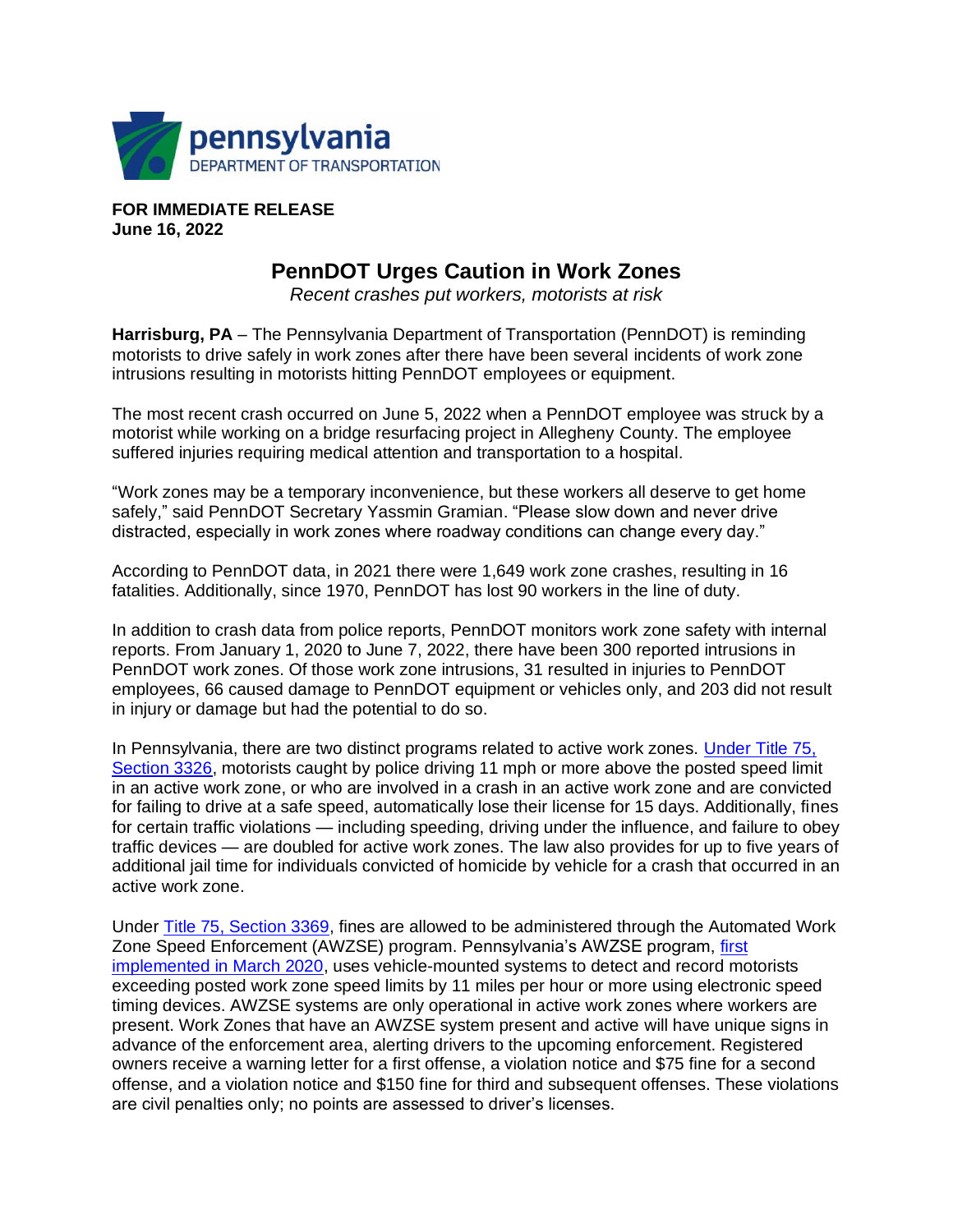pennsylvania
DEPARTMENT OF TRANSPORTATION

**FOR IMMEDIATE RELEASE**
**June 16, 2022**

# PennDOT Urges Caution in Work Zones

*Recent crashes put workers, motorists at risk*

**Harrisburg, PA** – The Pennsylvania Department of Transportation (PennDOT) is reminding motorists to drive safely in work zones after there have been several incidents of work zone intrusions resulting in motorists hitting PennDOT employees or equipment.

The most recent crash occurred on June 5, 2022 when a PennDOT employee was struck by a motorist while working on a bridge resurfacing project in Allegheny County. The employee suffered injuries requiring medical attention and transportation to a hospital.

"Work zones may be a temporary inconvenience, but these workers all deserve to get home safely," said PennDOT Secretary Yassmin Gramian. "Please slow down and never drive distracted, especially in work zones where roadway conditions can change every day."

According to PennDOT data, in 2021 there were 1,649 work zone crashes, resulting in 16 fatalities. Additionally, since 1970, PennDOT has lost 90 workers in the line of duty.

In addition to crash data from police reports, PennDOT monitors work zone safety with internal reports. From January 1, 2020 to June 7, 2022, there have been 300 reported intrusions in PennDOT work zones. Of those work zone intrusions, 31 resulted in injuries to PennDOT employees, 66 caused damage to PennDOT equipment or vehicles only, and 203 did not result in injury or damage but had the potential to do so.

In Pennsylvania, there are two distinct programs related to active work zones. Under Title 75, Section 3326, motorists caught by police driving 11 mph or more above the posted speed limit in an active work zone, or who are involved in a crash in an active work zone and are convicted for failing to drive at a safe speed, automatically lose their license for 15 days. Additionally, fines for certain traffic violations — including speeding, driving under the influence, and failure to obey traffic devices — are doubled for active work zones. The law also provides for up to five years of additional jail time for individuals convicted of homicide by vehicle for a crash that occurred in an active work zone.

Under Title 75, Section 3369, fines are allowed to be administered through the Automated Work Zone Speed Enforcement (AWZSE) program. Pennsylvania's AWZSE program, first implemented in March 2020, uses vehicle-mounted systems to detect and record motorists exceeding posted work zone speed limits by 11 miles per hour or more using electronic speed timing devices. AWZSE systems are only operational in active work zones where workers are present. Work Zones that have an AWZSE system present and active will have unique signs in advance of the enforcement area, alerting drivers to the upcoming enforcement. Registered owners receive a warning letter for a first offense, a violation notice and $75 fine for a second offense, and a violation notice and $150 fine for third and subsequent offenses. These violations are civil penalties only; no points are assessed to driver's licenses.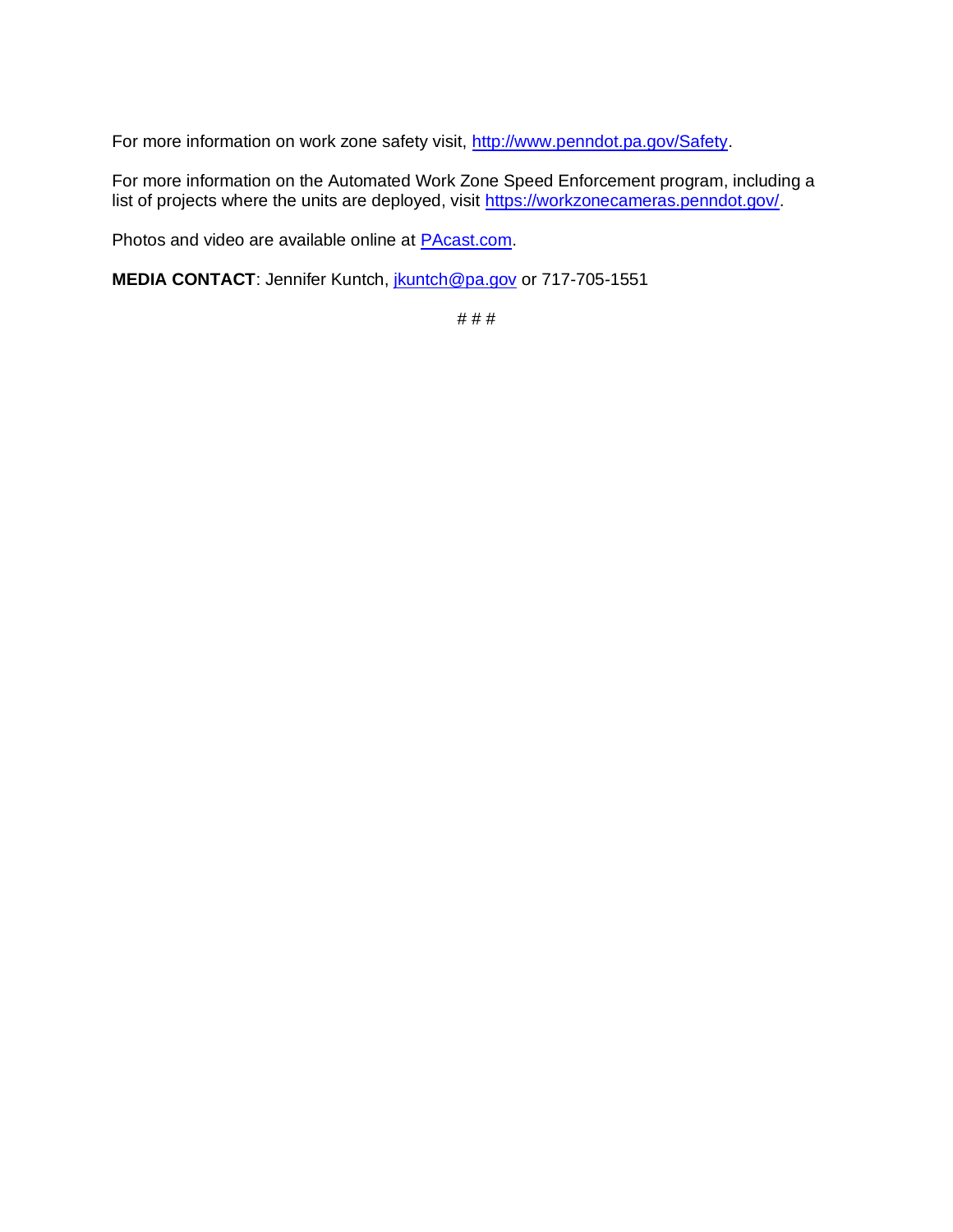For more information on work zone safety visit, http://www.penndot.pa.gov/Safety.

For more information on the Automated Work Zone Speed Enforcement program, including a list of projects where the units are deployed, visit https://workzonecameras.penndot.gov/.

Photos and video are available online at PAcast.com.

**MEDIA CONTACT**: Jennifer Kuntch, jkuntch@pa.gov or 717-705-1551

# # #